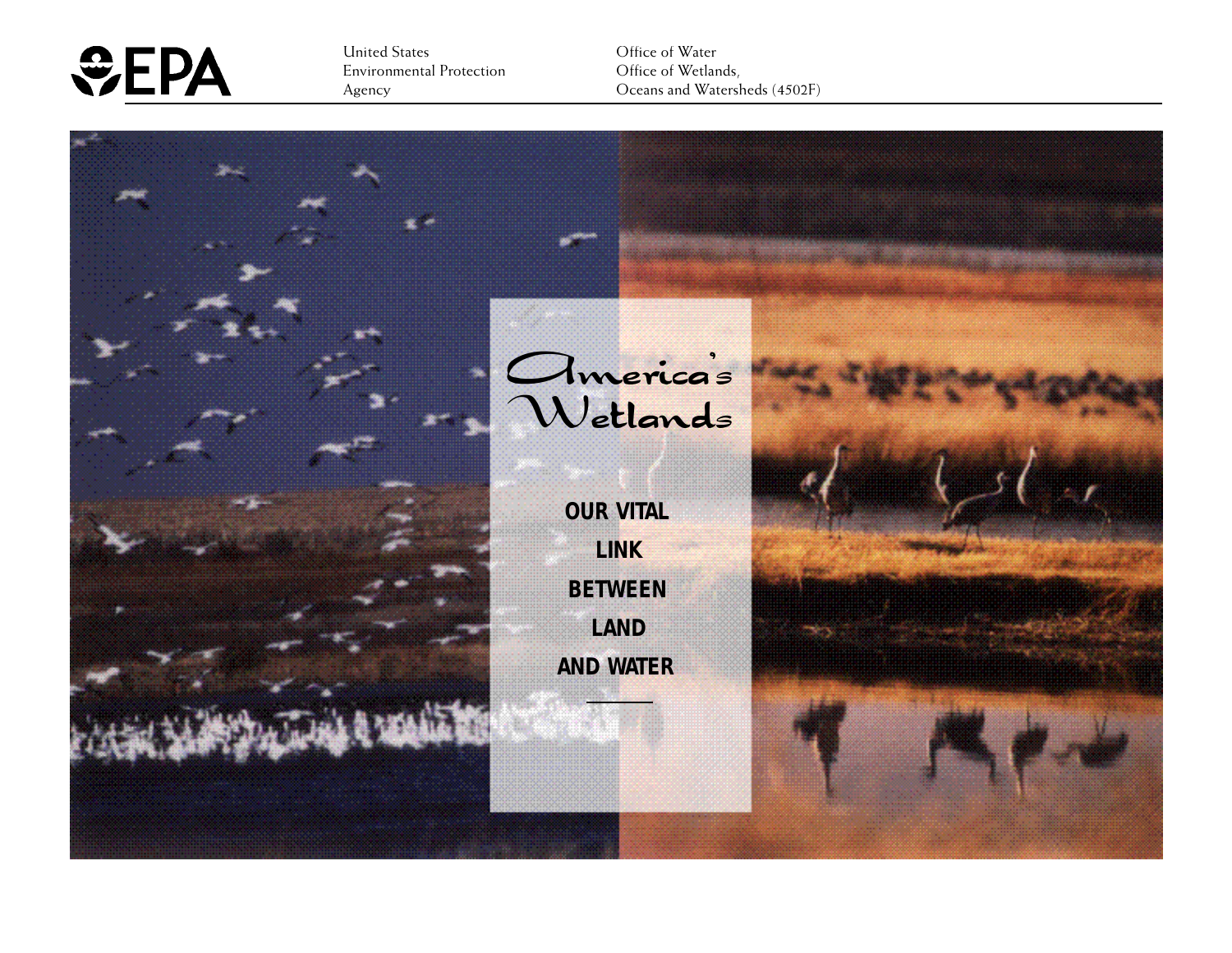EPA

United States
Environmental Protection
Agency

Office of Water
Office of Wetlands,
Oceans and Watersheds (4502F)

# America's Wetlands

## OUR VITAL LINK BETWEEN LAND AND WATER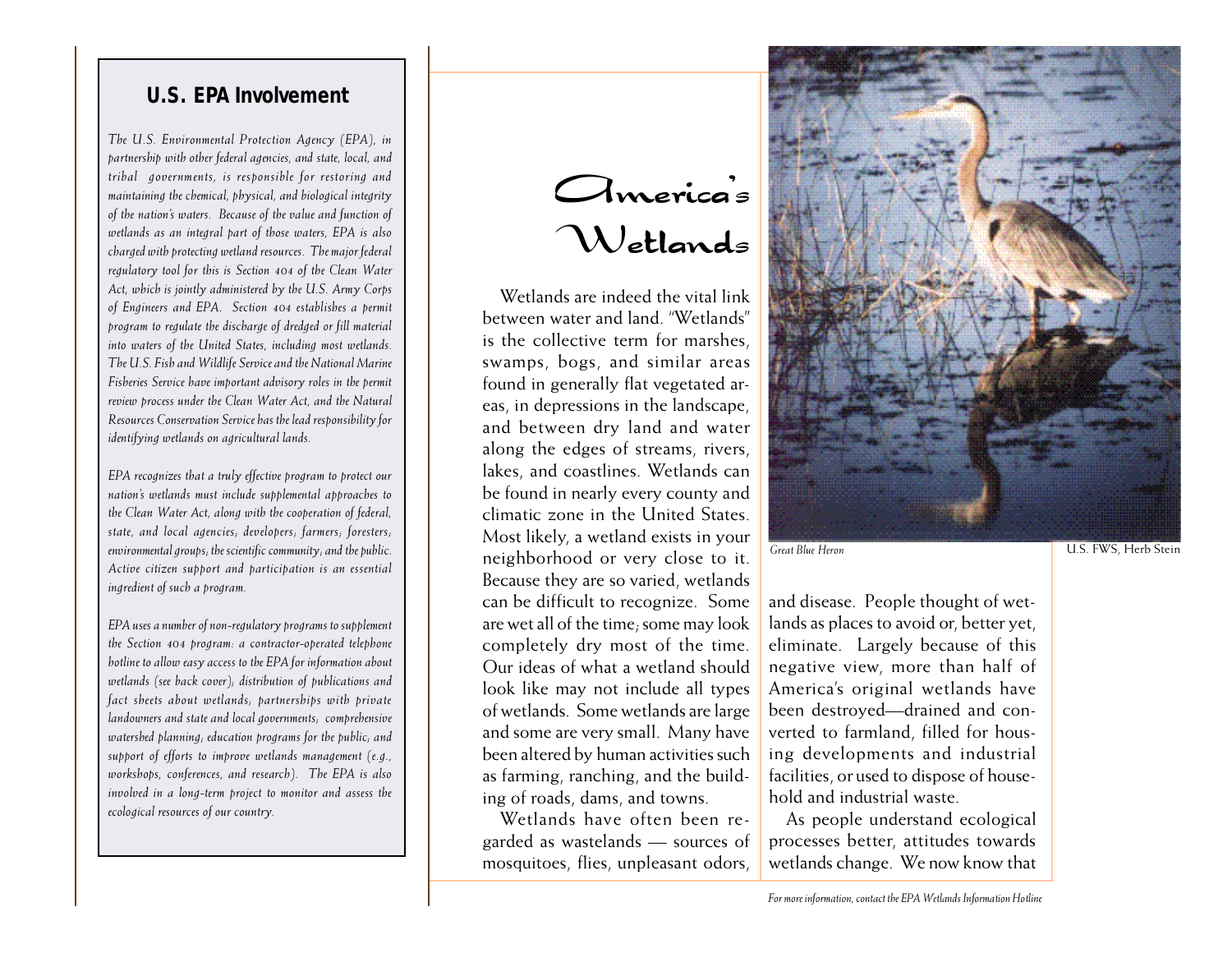## U.S. EPA Involvement

*The U.S. Environmental Protection Agency (EPA), in partnership with other federal agencies, and state, local, and tribal governments, is responsible for restoring and maintaining the chemical, physical, and biological integrity of the nation's waters. Because of the value and function of wetlands as an integral part of those waters, EPA is also charged with protecting wetland resources. The major federal regulatory tool for this is Section 404 of the Clean Water Act, which is jointly administered by the U.S. Army Corps of Engineers and EPA. Section 404 establishes a permit program to regulate the discharge of dredged or fill material into waters of the United States, including most wetlands. The U.S. Fish and Wildlife Service and the National Marine Fisheries Service have important advisory roles in the permit review process under the Clean Water Act, and the Natural Resources Conservation Service has the lead responsibility for identifying wetlands on agricultural lands.*

*EPA recognizes that a truly effective program to protect our nation's wetlands must include supplemental approaches to the Clean Water Act, along with the cooperation of federal, state, and local agencies; developers; farmers; foresters; environmental groups; the scientific community; and the public. Active citizen support and participation is an essential ingredient of such a program.*

*EPA uses a number of non-regulatory programs to supplement the Section 404 program: a contractor-operated telephone hotline to allow easy access to the EPA for information about wetlands (see back cover); distribution of publications and fact sheets about wetlands; partnerships with private landowners and state and local governments; comprehensive watershed planning; education programs for the public; and support of efforts to improve wetlands management (e.g., workshops, conferences, and research). The EPA is also involved in a long-term project to monitor and assess the ecological resources of our country.*

# America's Wetlands

Wetlands are indeed the vital link between water and land. "Wetlands" is the collective term for marshes, swamps, bogs, and similar areas found in generally flat vegetated areas, in depressions in the landscape, and between dry land and water along the edges of streams, rivers, lakes, and coastlines. Wetlands can be found in nearly every county and climatic zone in the United States. Most likely, a wetland exists in your neighborhood or very close to it. Because they are so varied, wetlands can be difficult to recognize. Some are wet all of the time; some may look completely dry most of the time. Our ideas of what a wetland should look like may not include all types of wetlands. Some wetlands are large and some are very small. Many have been altered by human activities such as farming, ranching, and the building of roads, dams, and towns.

Wetlands have often been regarded as wastelands — sources of mosquitoes, flies, unpleasant odors, and disease. People thought of wetlands as places to avoid or, better yet, eliminate. Largely because of this negative view, more than half of America's original wetlands have been destroyed—drained and converted to farmland, filled for housing developments and industrial facilities, or used to dispose of household and industrial waste.

*Great Blue Heron* U.S. FWS, Herb Stein

As people understand ecological processes better, attitudes towards wetlands change. We now know that

*For more information, contact the EPA Wetlands Information Hotline*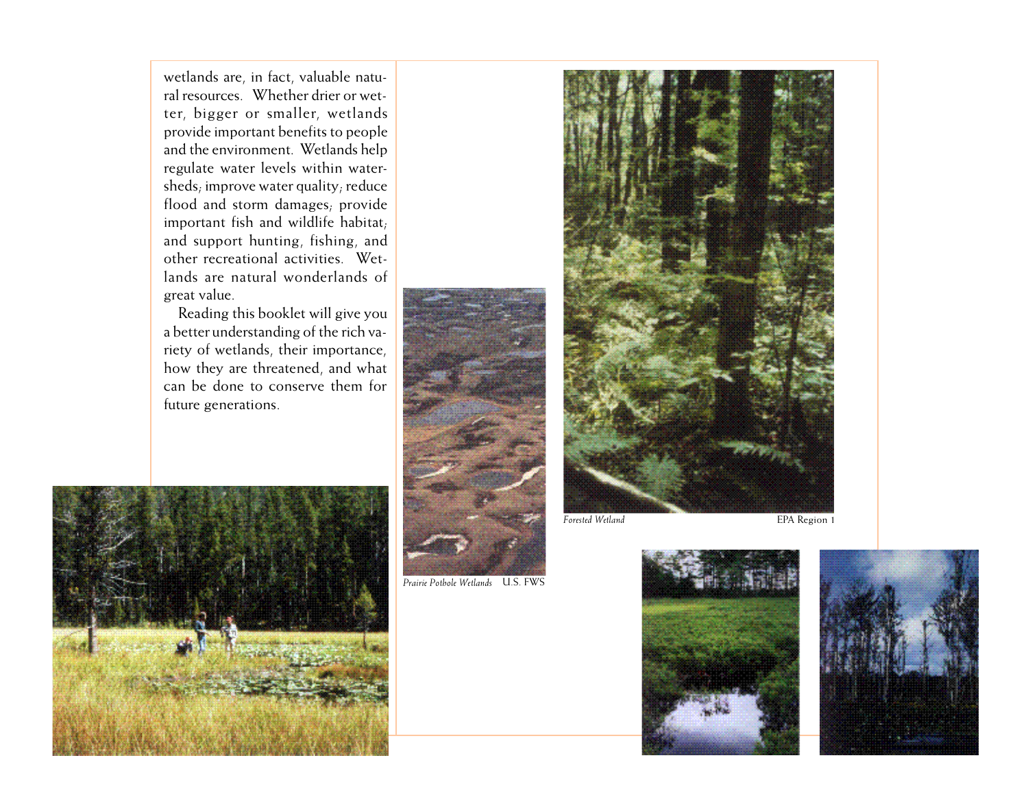wetlands are, in fact, valuable natural resources. Whether drier or wetter, bigger or smaller, wetlands provide important benefits to people and the environment. Wetlands help regulate water levels within watersheds; improve water quality; reduce flood and storm damages; provide important fish and wildlife habitat; and support hunting, fishing, and other recreational activities. Wetlands are natural wonderlands of great value.

Reading this booklet will give you a better understanding of the rich variety of wetlands, their importance, how they are threatened, and what can be done to conserve them for future generations.

*Prairie Pothole Wetlands* U.S. FWS

*Forested Wetland* EPA Region 1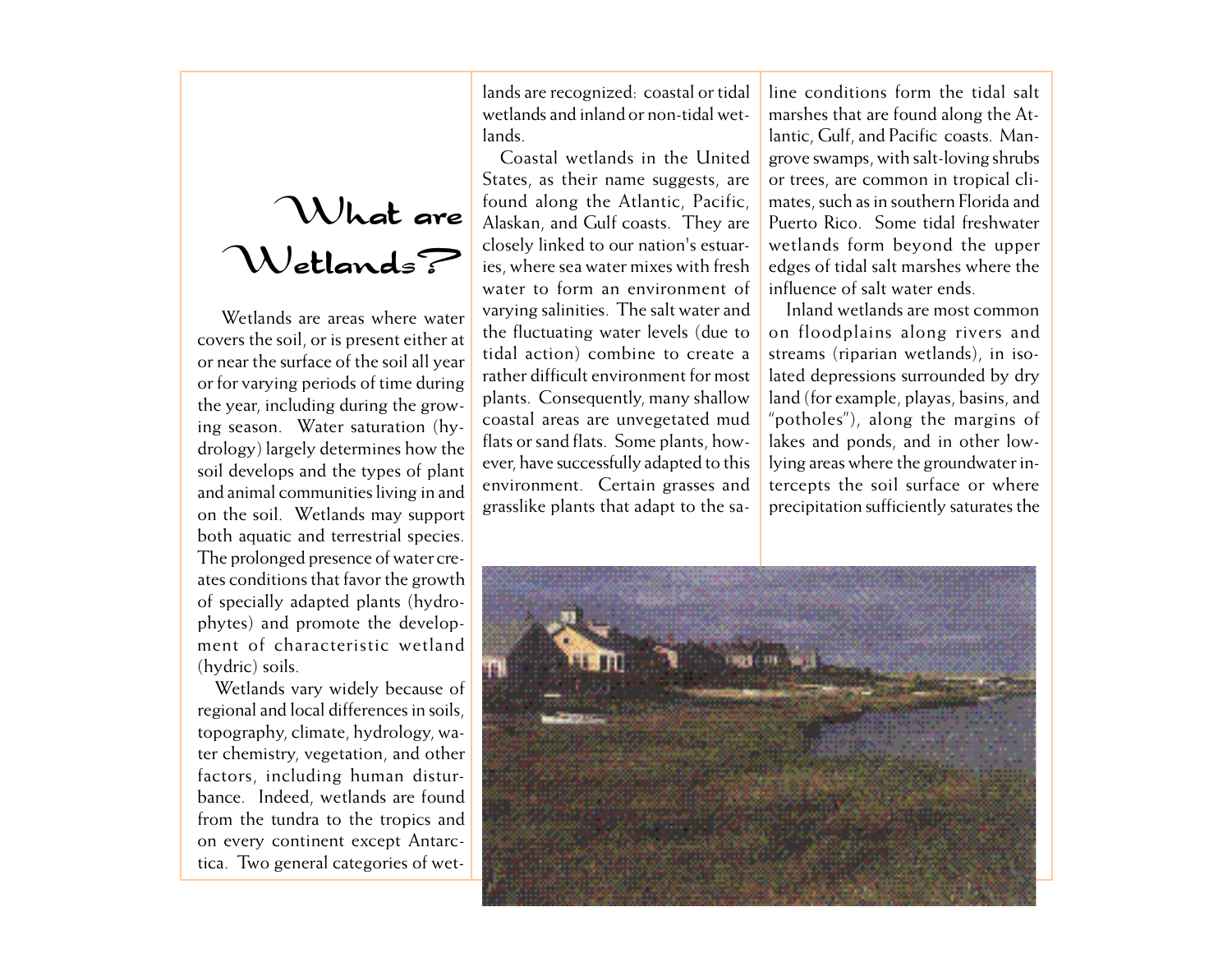# What are Wetlands?

Wetlands are areas where water covers the soil, or is present either at or near the surface of the soil all year or for varying periods of time during the year, including during the growing season. Water saturation (hydrology) largely determines how the soil develops and the types of plant and animal communities living in and on the soil. Wetlands may support both aquatic and terrestrial species. The prolonged presence of water creates conditions that favor the growth of specially adapted plants (hydrophytes) and promote the development of characteristic wetland (hydric) soils.

Wetlands vary widely because of regional and local differences in soils, topography, climate, hydrology, water chemistry, vegetation, and other factors, including human disturbance. Indeed, wetlands are found from the tundra to the tropics and on every continent except Antarctica. Two general categories of wetlands are recognized: coastal or tidal wetlands and inland or non-tidal wetlands.

Coastal wetlands in the United States, as their name suggests, are found along the Atlantic, Pacific, Alaskan, and Gulf coasts. They are closely linked to our nation's estuaries, where sea water mixes with fresh water to form an environment of varying salinities. The salt water and the fluctuating water levels (due to tidal action) combine to create a rather difficult environment for most plants. Consequently, many shallow coastal areas are unvegetated mud flats or sand flats. Some plants, however, have successfully adapted to this environment. Certain grasses and grasslike plants that adapt to the saline conditions form the tidal salt marshes that are found along the Atlantic, Gulf, and Pacific coasts. Mangrove swamps, with salt-loving shrubs or trees, are common in tropical climates, such as in southern Florida and Puerto Rico. Some tidal freshwater wetlands form beyond the upper edges of tidal salt marshes where the influence of salt water ends.

Inland wetlands are most common on floodplains along rivers and streams (riparian wetlands), in isolated depressions surrounded by dry land (for example, playas, basins, and "potholes"), along the margins of lakes and ponds, and in other low-lying areas where the groundwater intercepts the soil surface or where precipitation sufficiently saturates the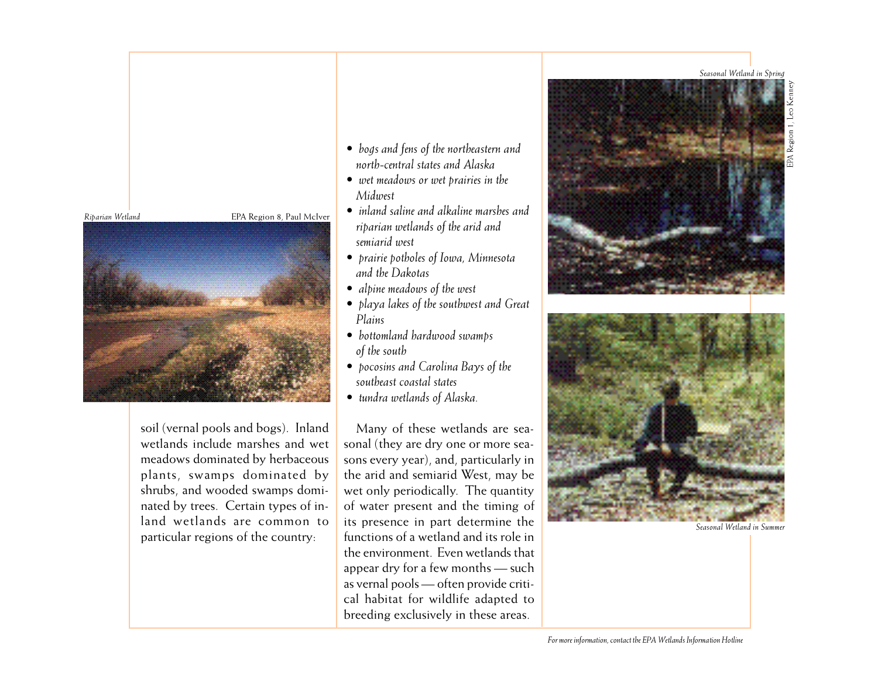Riparian Wetland — EPA Region 8, Paul McIver

soil (vernal pools and bogs). Inland wetlands include marshes and wet meadows dominated by herbaceous plants, swamps dominated by shrubs, and wooded swamps dominated by trees. Certain types of inland wetlands are common to particular regions of the country:

- *bogs and fens of the northeastern and north-central states and Alaska*
- *wet meadows or wet prairies in the Midwest*
- *inland saline and alkaline marshes and riparian wetlands of the arid and semiarid west*
- *prairie potholes of Iowa, Minnesota and the Dakotas*
- *alpine meadows of the west*
- *playa lakes of the southwest and Great Plains*
- *bottomland hardwood swamps of the south*
- *pocosins and Carolina Bays of the southeast coastal states*
- *tundra wetlands of Alaska.*

Many of these wetlands are seasonal (they are dry one or more seasons every year), and, particularly in the arid and semiarid West, may be wet only periodically. The quantity of water present and the timing of its presence in part determine the functions of a wetland and its role in the environment. Even wetlands that appear dry for a few months — such as vernal pools — often provide critical habitat for wildlife adapted to breeding exclusively in these areas.

*Seasonal Wetland in Spring*

EPA Region 1, Leo Kenney

*Seasonal Wetland in Summer*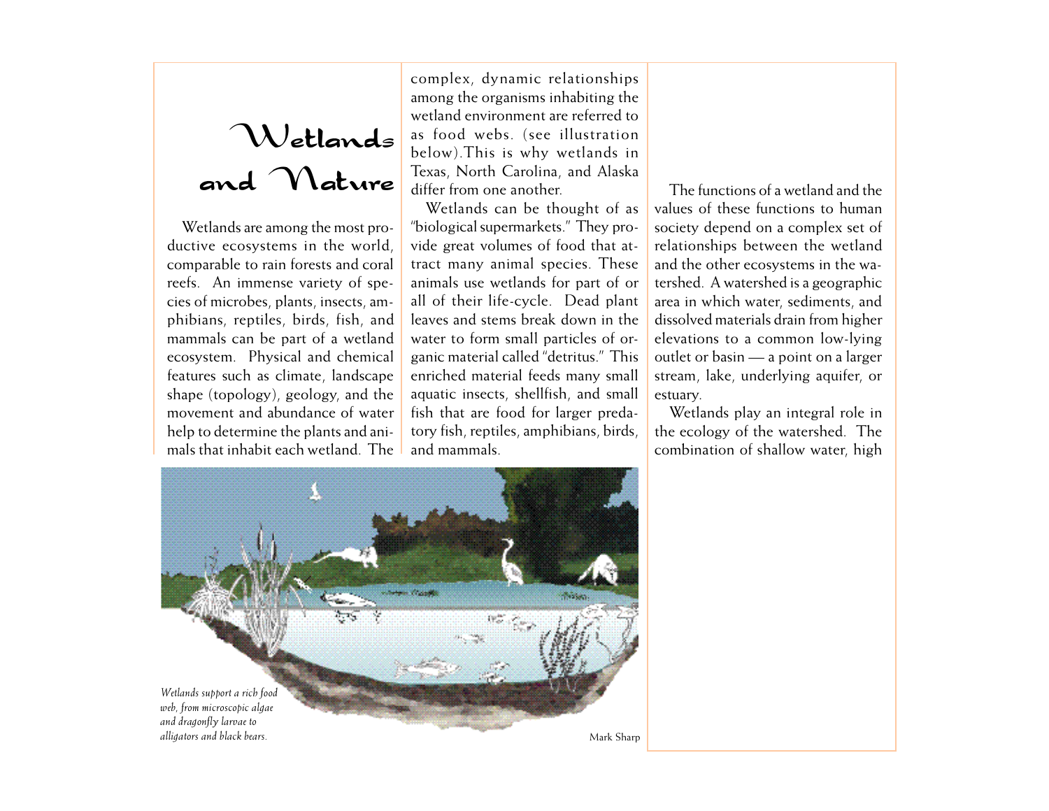# Wetlands and Nature

Wetlands are among the most productive ecosystems in the world, comparable to rain forests and coral reefs. An immense variety of species of microbes, plants, insects, amphibians, reptiles, birds, fish, and mammals can be part of a wetland ecosystem. Physical and chemical features such as climate, landscape shape (topology), geology, and the movement and abundance of water help to determine the plants and animals that inhabit each wetland. The complex, dynamic relationships among the organisms inhabiting the wetland environment are referred to as food webs. (see illustration below).This is why wetlands in Texas, North Carolina, and Alaska differ from one another.

Wetlands can be thought of as "biological supermarkets." They provide great volumes of food that attract many animal species. These animals use wetlands for part of or all of their life-cycle. Dead plant leaves and stems break down in the water to form small particles of organic material called "detritus." This enriched material feeds many small aquatic insects, shellfish, and small fish that are food for larger predatory fish, reptiles, amphibians, birds, and mammals.

*Wetlands support a rich food web, from microscopic algae and dragonfly larvae to alligators and black bears.*

Mark Sharp

The functions of a wetland and the values of these functions to human society depend on a complex set of relationships between the wetland and the other ecosystems in the watershed. A watershed is a geographic area in which water, sediments, and dissolved materials drain from higher elevations to a common low-lying outlet or basin — a point on a larger stream, lake, underlying aquifer, or estuary.

Wetlands play an integral role in the ecology of the watershed. The combination of shallow water, high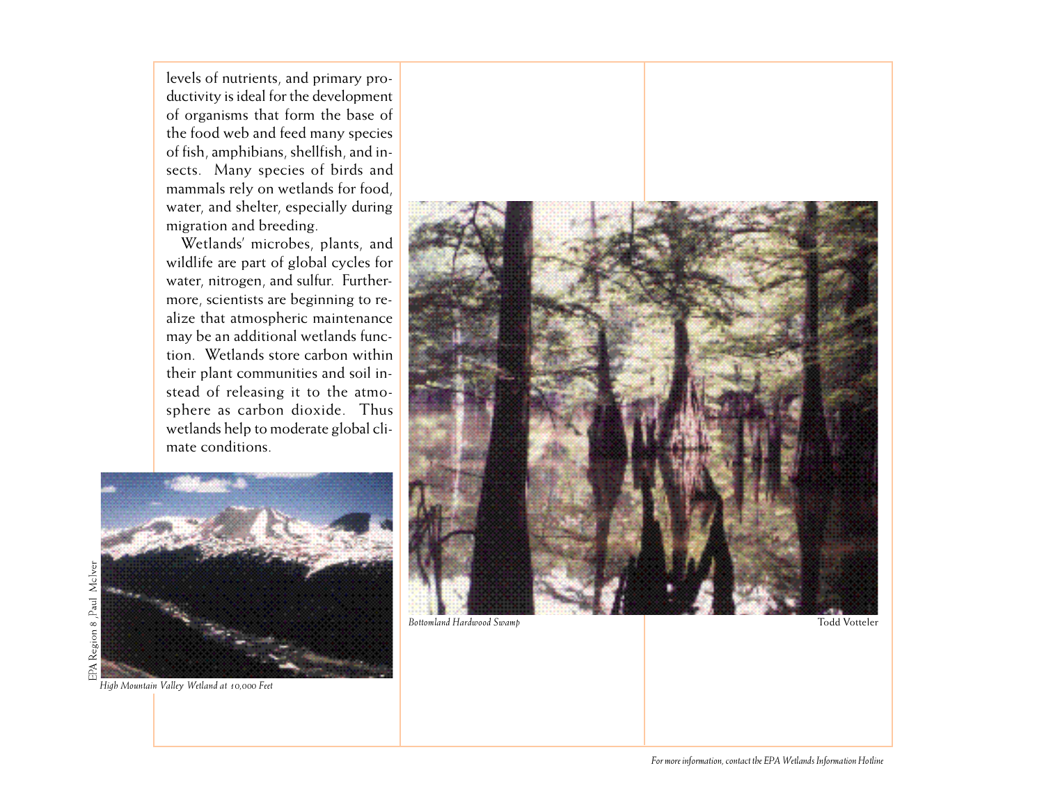levels of nutrients, and primary productivity is ideal for the development of organisms that form the base of the food web and feed many species of fish, amphibians, shellfish, and insects. Many species of birds and mammals rely on wetlands for food, water, and shelter, especially during migration and breeding.

Wetlands' microbes, plants, and wildlife are part of global cycles for water, nitrogen, and sulfur. Furthermore, scientists are beginning to realize that atmospheric maintenance may be an additional wetlands function. Wetlands store carbon within their plant communities and soil instead of releasing it to the atmosphere as carbon dioxide. Thus wetlands help to moderate global climate conditions.

EPA Region 8, Paul McIver

*High Mountain Valley Wetland at 10,000 Feet*

*Bottomland Hardwood Swamp*

Todd Votteler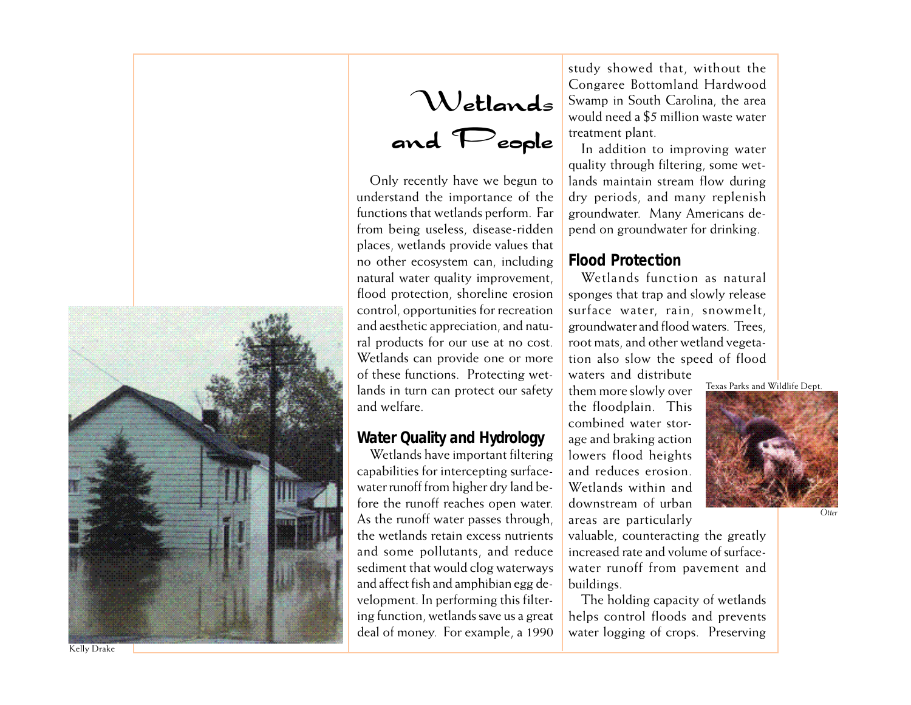# Wetlands and People

Only recently have we begun to understand the importance of the functions that wetlands perform. Far from being useless, disease-ridden places, wetlands provide values that no other ecosystem can, including natural water quality improvement, flood protection, shoreline erosion control, opportunities for recreation and aesthetic appreciation, and natural products for our use at no cost. Wetlands can provide one or more of these functions. Protecting wetlands in turn can protect our safety and welfare.

## Water Quality and Hydrology

Wetlands have important filtering capabilities for intercepting surface-water runoff from higher dry land before the runoff reaches open water. As the runoff water passes through, the wetlands retain excess nutrients and some pollutants, and reduce sediment that would clog waterways and affect fish and amphibian egg development. In performing this filtering function, wetlands save us a great deal of money. For example, a 1990 study showed that, without the Congaree Bottomland Hardwood Swamp in South Carolina, the area would need a $5 million waste water treatment plant.

In addition to improving water quality through filtering, some wetlands maintain stream flow during dry periods, and many replenish groundwater. Many Americans depend on groundwater for drinking.

## Flood Protection

Wetlands function as natural sponges that trap and slowly release surface water, rain, snowmelt, groundwater and flood waters. Trees, root mats, and other wetland vegetation also slow the speed of flood waters and distribute them more slowly over the floodplain. This combined water storage and braking action lowers flood heights and reduces erosion. Wetlands within and downstream of urban areas are particularly valuable, counteracting the greatly increased rate and volume of surface-water runoff from pavement and buildings.

The holding capacity of wetlands helps control floods and prevents water logging of crops. Preserving

Kelly Drake

Texas Parks and Wildlife Dept.

*Otter*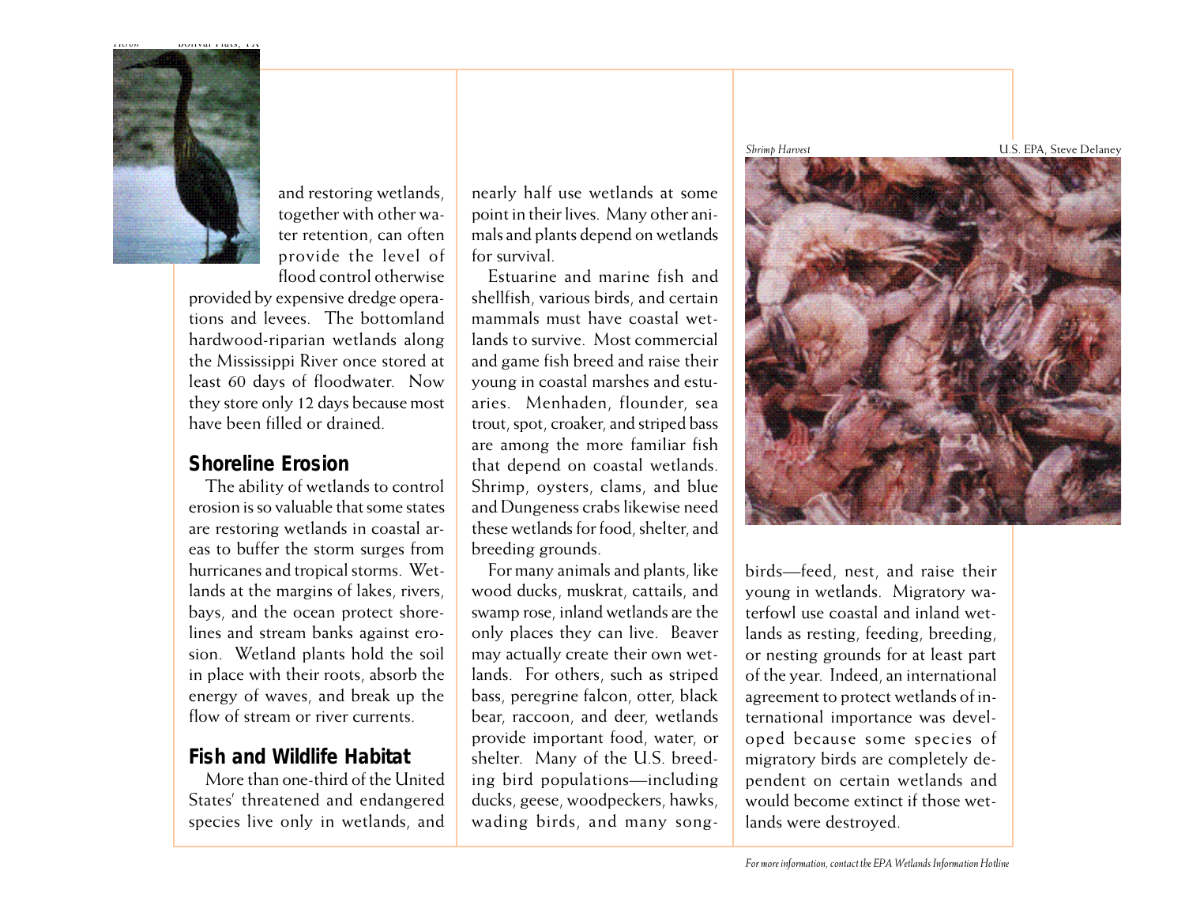and restoring wetlands, together with other water retention, can often provide the level of flood control otherwise provided by expensive dredge operations and levees. The bottomland hardwood-riparian wetlands along the Mississippi River once stored at least 60 days of floodwater. Now they store only 12 days because most have been filled or drained.

## Shoreline Erosion

The ability of wetlands to control erosion is so valuable that some states are restoring wetlands in coastal areas to buffer the storm surges from hurricanes and tropical storms. Wetlands at the margins of lakes, rivers, bays, and the ocean protect shorelines and stream banks against erosion. Wetland plants hold the soil in place with their roots, absorb the energy of waves, and break up the flow of stream or river currents.

## Fish and Wildlife Habitat

More than one-third of the United States' threatened and endangered species live only in wetlands, and nearly half use wetlands at some point in their lives. Many other animals and plants depend on wetlands for survival.

Estuarine and marine fish and shellfish, various birds, and certain mammals must have coastal wetlands to survive. Most commercial and game fish breed and raise their young in coastal marshes and estuaries. Menhaden, flounder, sea trout, spot, croaker, and striped bass are among the more familiar fish that depend on coastal wetlands. Shrimp, oysters, clams, and blue and Dungeness crabs likewise need these wetlands for food, shelter, and breeding grounds.

For many animals and plants, like wood ducks, muskrat, cattails, and swamp rose, inland wetlands are the only places they can live. Beaver may actually create their own wetlands. For others, such as striped bass, peregrine falcon, otter, black bear, raccoon, and deer, wetlands provide important food, water, or shelter. Many of the U.S. breeding bird populations—including ducks, geese, woodpeckers, hawks, wading birds, and many songbirds—feed, nest, and raise their young in wetlands. Migratory waterfowl use coastal and inland wetlands as resting, feeding, breeding, or nesting grounds for at least part of the year. Indeed, an international agreement to protect wetlands of international importance was developed because some species of migratory birds are completely dependent on certain wetlands and would become extinct if those wetlands were destroyed.

*Shrimp Harvest* U.S. EPA, Steve Delaney

*For more information, contact the EPA Wetlands Information Hotline*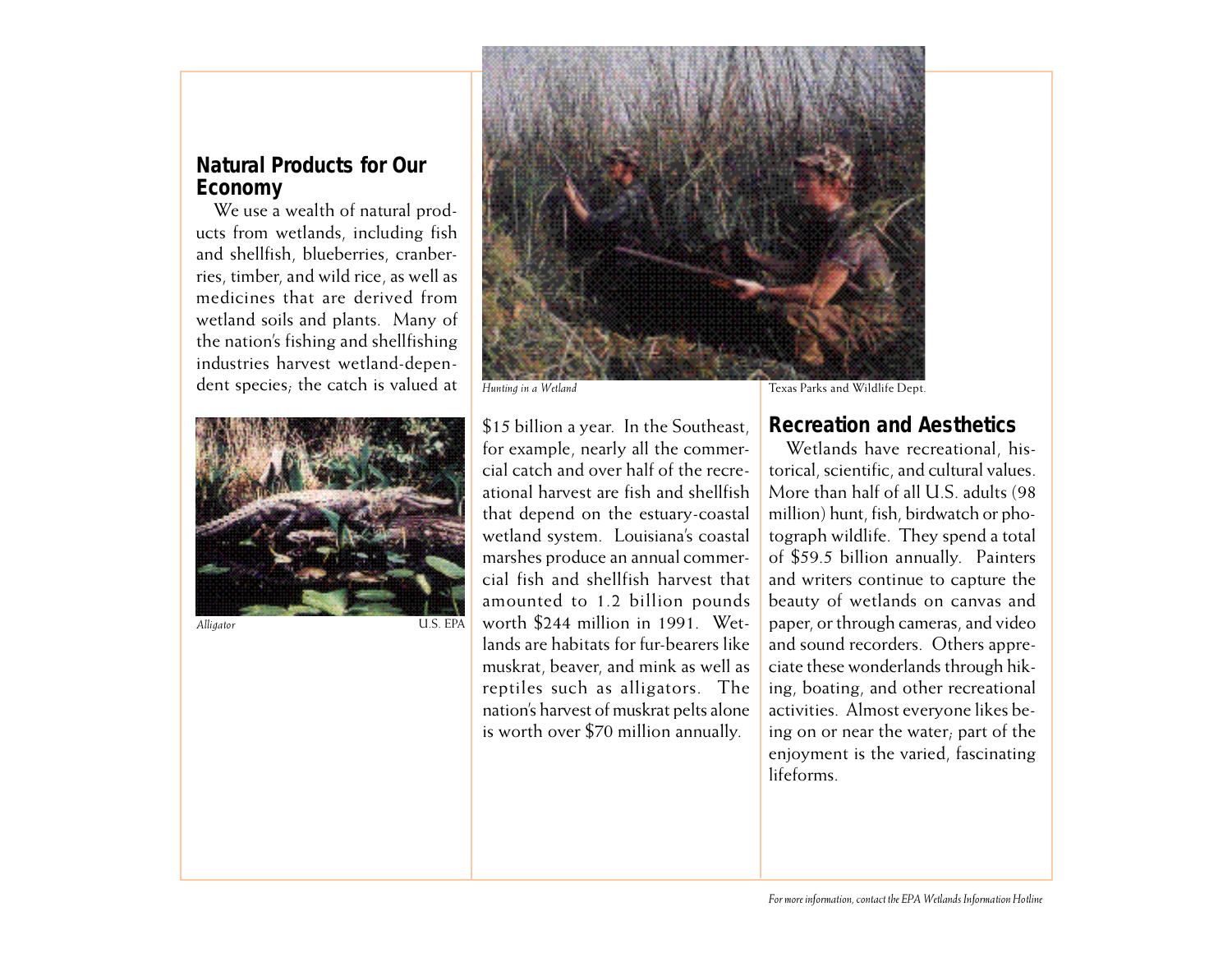## Natural Products for Our Economy

We use a wealth of natural products from wetlands, including fish and shellfish, blueberries, cranberries, timber, and wild rice, as well as medicines that are derived from wetland soils and plants. Many of the nation's fishing and shellfishing industries harvest wetland-dependent species; the catch is valued at $15 billion a year. In the Southeast, for example, nearly all the commercial catch and over half of the recreational harvest are fish and shellfish that depend on the estuary-coastal wetland system. Louisiana's coastal marshes produce an annual commercial fish and shellfish harvest that amounted to 1.2 billion pounds worth $244 million in 1991. Wetlands are habitats for fur-bearers like muskrat, beaver, and mink as well as reptiles such as alligators. The nation's harvest of muskrat pelts alone is worth over $70 million annually.

*Alligator* U.S. EPA

*Hunting in a Wetland* Texas Parks and Wildlife Dept.

## Recreation and Aesthetics

Wetlands have recreational, historical, scientific, and cultural values. More than half of all U.S. adults (98 million) hunt, fish, birdwatch or photograph wildlife. They spend a total of $59.5 billion annually. Painters and writers continue to capture the beauty of wetlands on canvas and paper, or through cameras, and video and sound recorders. Others appreciate these wonderlands through hiking, boating, and other recreational activities. Almost everyone likes being on or near the water; part of the enjoyment is the varied, fascinating lifeforms.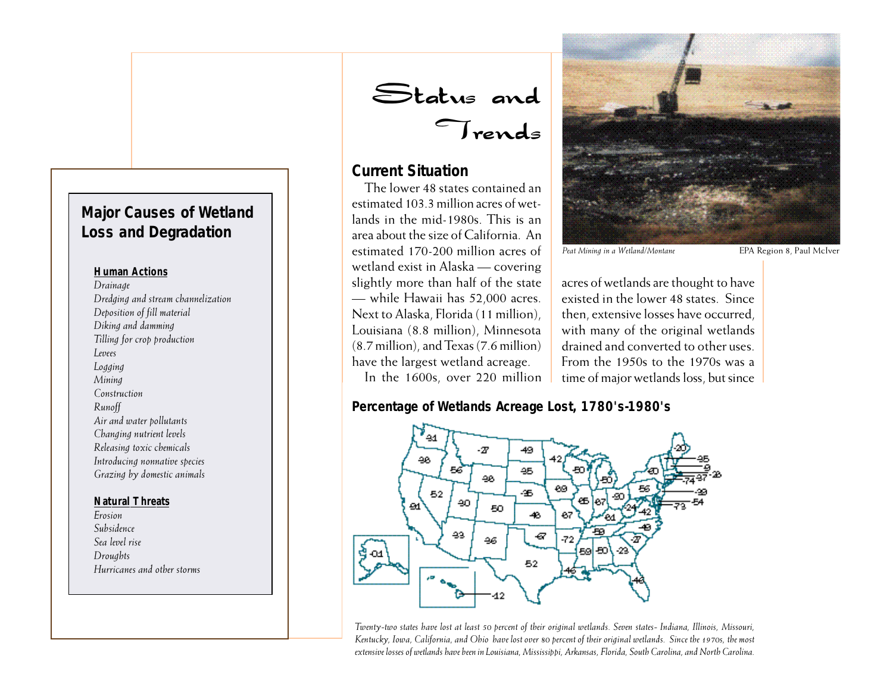# Status and Trends

## Current Situation

The lower 48 states contained an estimated 103.3 million acres of wetlands in the mid-1980s. This is an area about the size of California. An estimated 170-200 million acres of wetland exist in Alaska — covering slightly more than half of the state — while Hawaii has 52,000 acres. Next to Alaska, Florida (11 million), Louisiana (8.8 million), Minnesota (8.7 million), and Texas (7.6 million) have the largest wetland acreage.

In the 1600s, over 220 million acres of wetlands are thought to have existed in the lower 48 states. Since then, extensive losses have occurred, with many of the original wetlands drained and converted to other uses. From the 1950s to the 1970s was a time of major wetlands loss, but since

*Peat Mining in a Wetland/Montane* EPA Region 8, Paul McIver

### Major Causes of Wetland Loss and Degradation

**Human Actions**

*Drainage*
*Dredging and stream channelization*
*Deposition of fill material*
*Diking and damming*
*Tilling for crop production*
*Levees*
*Logging*
*Mining*
*Construction*
*Runoff*
*Air and water pollutants*
*Changing nutrient levels*
*Releasing toxic chemicals*
*Introducing nonnative species*
*Grazing by domestic animals*

**Natural Threats**

*Erosion*
*Subsidence*
*Sea level rise*
*Droughts*
*Hurricanes and other storms*

### Percentage of Wetlands Acreage Lost, 1780's-1980's

*Twenty-two states have lost at least 50 percent of their original wetlands. Seven states- Indiana, Illinois, Missouri, Kentucky, Iowa, California, and Ohio have lost over 80 percent of their original wetlands. Since the 1970s, the most extensive losses of wetlands have been in Louisiana, Mississippi, Arkansas, Florida, South Carolina, and North Carolina.*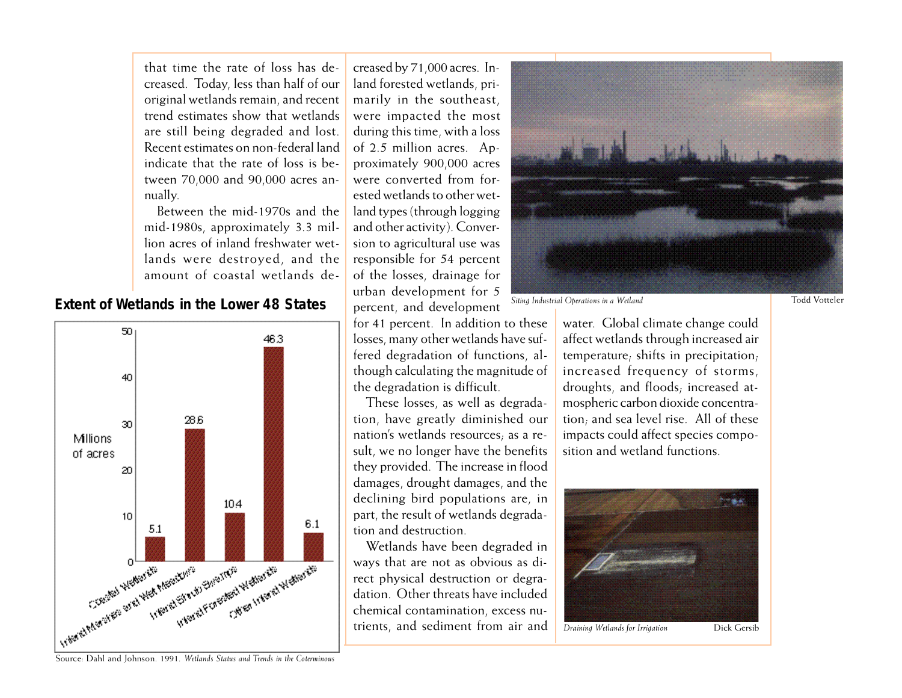that time the rate of loss has decreased. Today, less than half of our original wetlands remain, and recent trend estimates show that wetlands are still being degraded and lost. Recent estimates on non-federal land indicate that the rate of loss is between 70,000 and 90,000 acres annually.

Between the mid-1970s and the mid-1980s, approximately 3.3 million acres of inland freshwater wetlands were destroyed, and the amount of coastal wetlands decreased by 71,000 acres. Inland forested wetlands, primarily in the southeast, were impacted the most during this time, with a loss of 2.5 million acres. Approximately 900,000 acres were converted from forested wetlands to other wetland types (through logging and other activity). Conversion to agricultural use was responsible for 54 percent of the losses, drainage for urban development for 5 percent, and development for 41 percent. In addition to these losses, many other wetlands have suffered degradation of functions, although calculating the magnitude of the degradation is difficult.

These losses, as well as degradation, have greatly diminished our nation's wetlands resources; as a result, we no longer have the benefits they provided. The increase in flood damages, drought damages, and the declining bird populations are, in part, the result of wetlands degradation and destruction.

Wetlands have been degraded in ways that are not as obvious as direct physical destruction or degradation. Other threats have included chemical contamination, excess nutrients, and sediment from air and water. Global climate change could affect wetlands through increased air temperature; shifts in precipitation; increased frequency of storms, droughts, and floods; increased atmospheric carbon dioxide concentration; and sea level rise. All of these impacts could affect species composition and wetland functions.

**Extent of Wetlands in the Lower 48 States**

| Wetland type | Millions of acres |
|---|---|
| Coastal Wetlands | 5.1 |
| Inland Marshes and Wet Meadows | 28.6 |
| Inland Shrub Swamps | 10.4 |
| Inland Forested Wetlands | 46.3 |
| Other Inland Wetlands | 6.1 |

Source: Dahl and Johnson. 1991. *Wetlands Status and Trends in the Coterminous*

*Siting Industrial Operations in a Wetland* Todd Votteler

*Draining Wetlands for Irrigation* Dick Gersib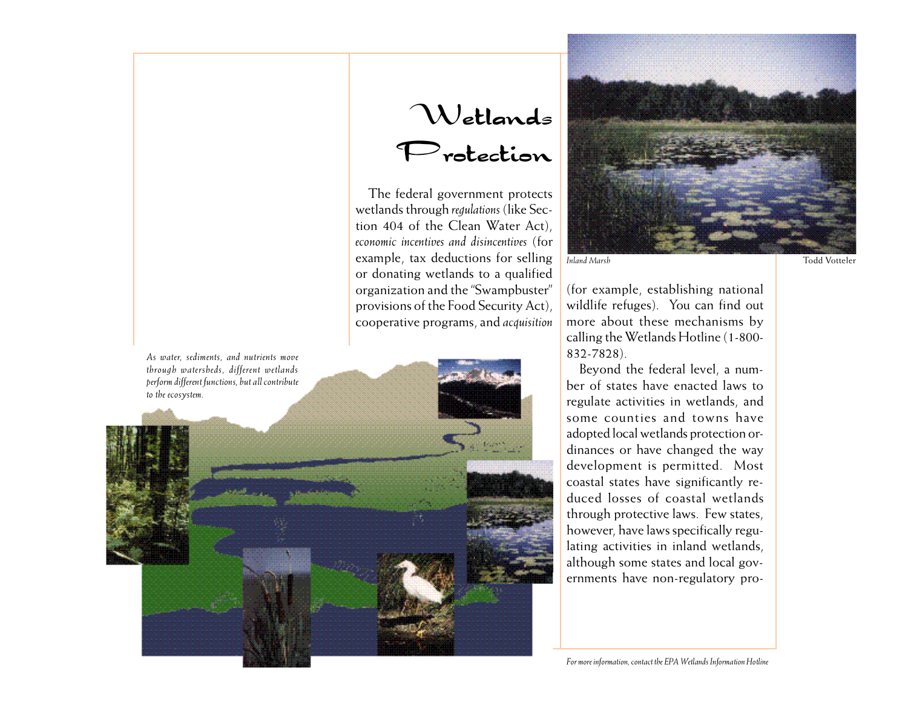# Wetlands Protection

The federal government protects wetlands through *regulations* (like Section 404 of the Clean Water Act), *economic incentives and disincentives* (for example, tax deductions for selling or donating wetlands to a qualified organization and the "Swampbuster" provisions of the Food Security Act), cooperative programs, and *acquisition* (for example, establishing national wildlife refuges). You can find out more about these mechanisms by calling the Wetlands Hotline (1-800-832-7828).

Beyond the federal level, a number of states have enacted laws to regulate activities in wetlands, and some counties and towns have adopted local wetlands protection ordinances or have changed the way development is permitted. Most coastal states have significantly reduced losses of coastal wetlands through protective laws. Few states, however, have laws specifically regulating activities in inland wetlands, although some states and local governments have non-regulatory pro-

*Inland Marsh* Todd Votteler

*As water, sediments, and nutrients move through watersheds, different wetlands perform different functions, but all contribute to the ecosystem.*

*For more information, contact the EPA Wetlands Information Hotline*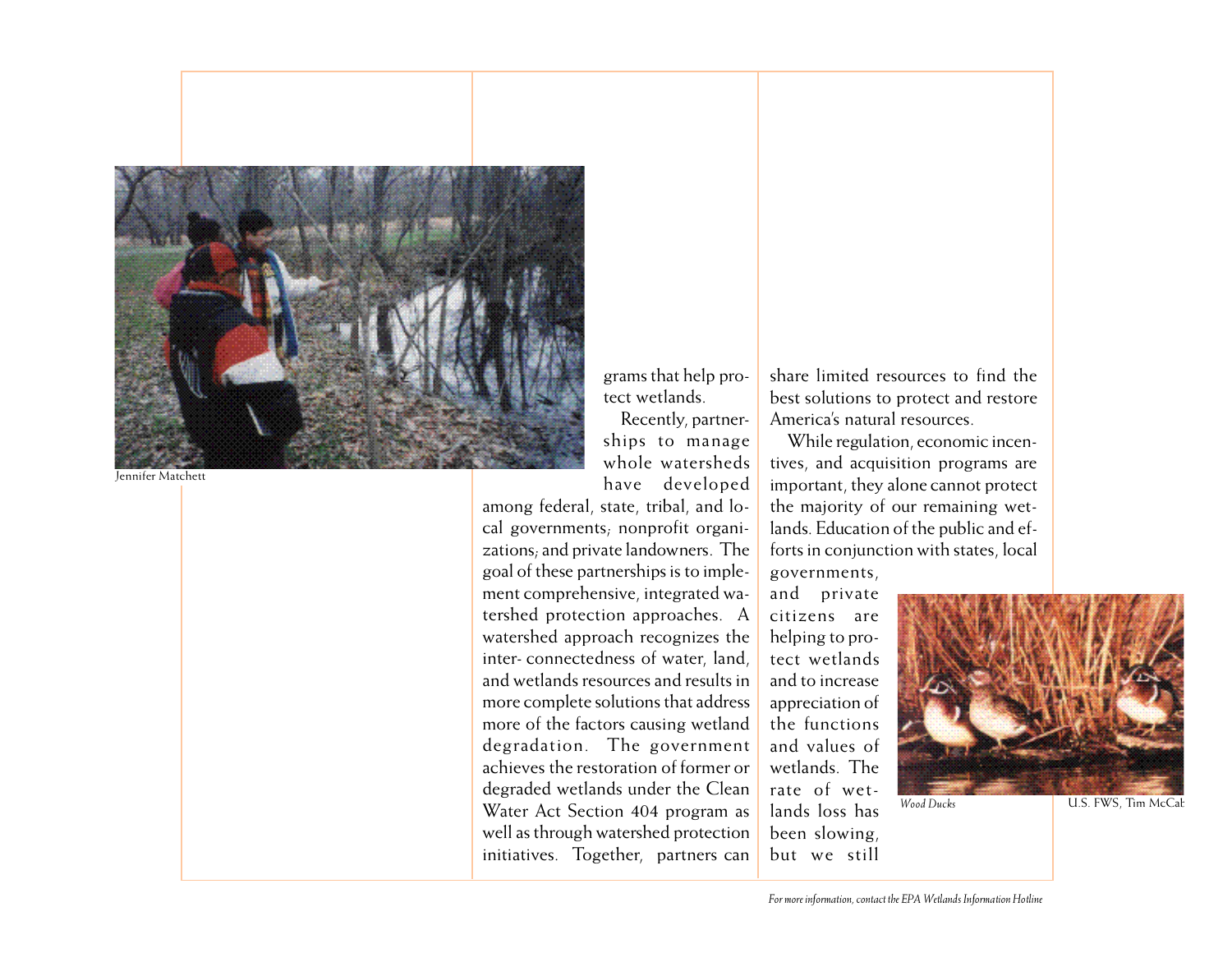Jennifer Matchett

grams that help protect wetlands.

Recently, partnerships to manage whole watersheds have developed among federal, state, tribal, and local governments; nonprofit organizations; and private landowners. The goal of these partnerships is to implement comprehensive, integrated watershed protection approaches. A watershed approach recognizes the inter- connectedness of water, land, and wetlands resources and results in more complete solutions that address more of the factors causing wetland degradation. The government achieves the restoration of former or degraded wetlands under the Clean Water Act Section 404 program as well as through watershed protection initiatives. Together, partners can share limited resources to find the best solutions to protect and restore America's natural resources.

While regulation, economic incentives, and acquisition programs are important, they alone cannot protect the majority of our remaining wetlands. Education of the public and efforts in conjunction with states, local governments, and private citizens are helping to protect wetlands and to increase appreciation of the functions and values of wetlands. The rate of wetlands loss has been slowing, but we still

*Wood Ducks*

U.S. FWS, Tim McCab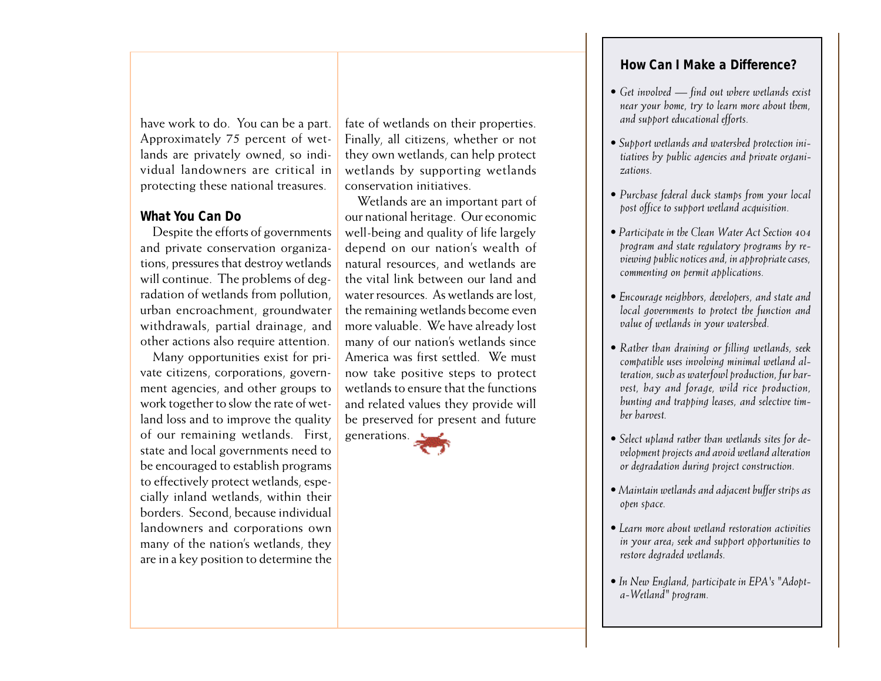have work to do. You can be a part. Approximately 75 percent of wetlands are privately owned, so individual landowners are critical in protecting these national treasures.

### What You Can Do

Despite the efforts of governments and private conservation organizations, pressures that destroy wetlands will continue. The problems of degradation of wetlands from pollution, urban encroachment, groundwater withdrawals, partial drainage, and other actions also require attention.

Many opportunities exist for private citizens, corporations, government agencies, and other groups to work together to slow the rate of wetland loss and to improve the quality of our remaining wetlands. First, state and local governments need to be encouraged to establish programs to effectively protect wetlands, especially inland wetlands, within their borders. Second, because individual landowners and corporations own many of the nation's wetlands, they are in a key position to determine the fate of wetlands on their properties. Finally, all citizens, whether or not they own wetlands, can help protect wetlands by supporting wetlands conservation initiatives.

Wetlands are an important part of our national heritage. Our economic well-being and quality of life largely depend on our nation's wealth of natural resources, and wetlands are the vital link between our land and water resources. As wetlands are lost, the remaining wetlands become even more valuable. We have already lost many of our nation's wetlands since America was first settled. We must now take positive steps to protect wetlands to ensure that the functions and related values they provide will be preserved for present and future generations.

### How Can I Make a Difference?

- *Get involved — find out where wetlands exist near your home, try to learn more about them, and support educational efforts.*
- *Support wetlands and watershed protection initiatives by public agencies and private organizations.*
- *Purchase federal duck stamps from your local post office to support wetland acquisition.*
- *Participate in the Clean Water Act Section 404 program and state regulatory programs by reviewing public notices and, in appropriate cases, commenting on permit applications.*
- *Encourage neighbors, developers, and state and local governments to protect the function and value of wetlands in your watershed.*
- *Rather than draining or filling wetlands, seek compatible uses involving minimal wetland alteration, such as waterfowl production, fur harvest, hay and forage, wild rice production, hunting and trapping leases, and selective timber harvest.*
- *Select upland rather than wetlands sites for development projects and avoid wetland alteration or degradation during project construction.*
- *Maintain wetlands and adjacent buffer strips as open space.*
- *Learn more about wetland restoration activities in your area; seek and support opportunities to restore degraded wetlands.*
- *In New England, participate in EPA's "Adopt-a-Wetland" program.*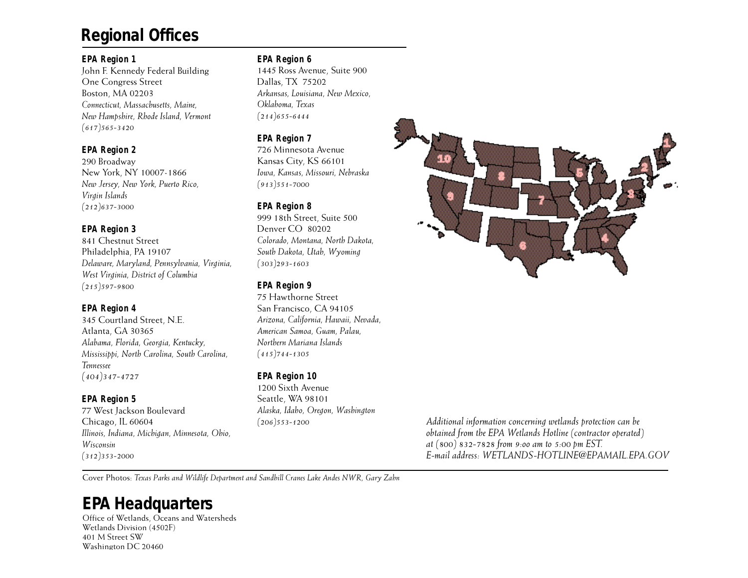## Regional Offices

**EPA Region 1**
John F. Kennedy Federal Building
One Congress Street
Boston, MA 02203
*Connecticut, Massachusetts, Maine, New Hampshire, Rhode Island, Vermont*
*(617)565-3420*

**EPA Region 2**
290 Broadway
New York, NY 10007-1866
*New Jersey, New York, Puerto Rico, Virgin Islands*
*(212)637-3000*

**EPA Region 3**
841 Chestnut Street
Philadelphia, PA 19107
*Delaware, Maryland, Pennsylvania, Virginia, West Virginia, District of Columbia*
*(215)597-9800*

**EPA Region 4**
345 Courtland Street, N.E.
Atlanta, GA 30365
*Alabama, Florida, Georgia, Kentucky, Mississippi, North Carolina, South Carolina, Tennessee*
*(404)347-4727*

**EPA Region 5**
77 West Jackson Boulevard
Chicago, IL 60604
*Illinois, Indiana, Michigan, Minnesota, Ohio, Wisconsin*
*(312)353-2000*

**EPA Region 6**
1445 Ross Avenue, Suite 900
Dallas, TX 75202
*Arkansas, Louisiana, New Mexico, Oklahoma, Texas*
*(214)655-6444*

**EPA Region 7**
726 Minnesota Avenue
Kansas City, KS 66101
*Iowa, Kansas, Missouri, Nebraska*
*(913)551-7000*

**EPA Region 8**
999 18th Street, Suite 500
Denver CO 80202
*Colorado, Montana, North Dakota, South Dakota, Utah, Wyoming*
*(303)293-1603*

**EPA Region 9**
75 Hawthorne Street
San Francisco, CA 94105
*Arizona, California, Hawaii, Nevada, American Samoa, Guam, Palau, Northern Mariana Islands*
*(415)744-1305*

**EPA Region 10**
1200 Sixth Avenue
Seattle, WA 98101
*Alaska, Idaho, Oregon, Washington*
*(206)553-1200*

*Additional information concerning wetlands protection can be obtained from the EPA Wetlands Hotline (contractor operated) at (800) 832-7828 from 9:00 am to 5:00 pm EST.*
*E-mail address: WETLANDS-HOTLINE@EPAMAIL.EPA.GOV*

Cover Photos: *Texas Parks and Wildlife Department and Sandhill Cranes Lake Andes NWR, Gary Zahn*

## EPA Headquarters

Office of Wetlands, Oceans and Watersheds
Wetlands Division (4502F)
401 M Street SW
Washington DC 20460